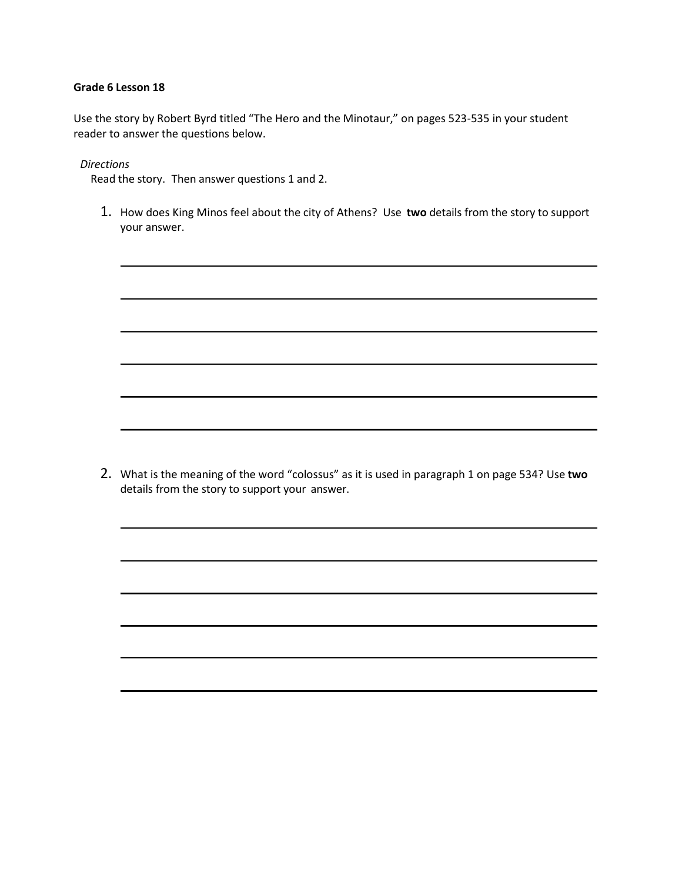**Grade 6 Lesson 18**

Use the story by Robert Byrd titled "The Hero and the Minotaur," on pages 523-535 in your student reader to answer the questions below.

*Directions*

Read the story. Then answer questions 1 and 2.

1. How does King Minos feel about the city of Athens? Use **two** details from the story to support your answer.

_______________________________________________

_______________________________________________

_______________________________________________

_______________________________________________

_______________________________________________

_______________________________________________

2. What is the meaning of the word "colossus" as it is used in paragraph 1 on page 534? Use **two** details from the story to support your answer.

_______________________________________________

_______________________________________________

_______________________________________________

_______________________________________________

_______________________________________________

_______________________________________________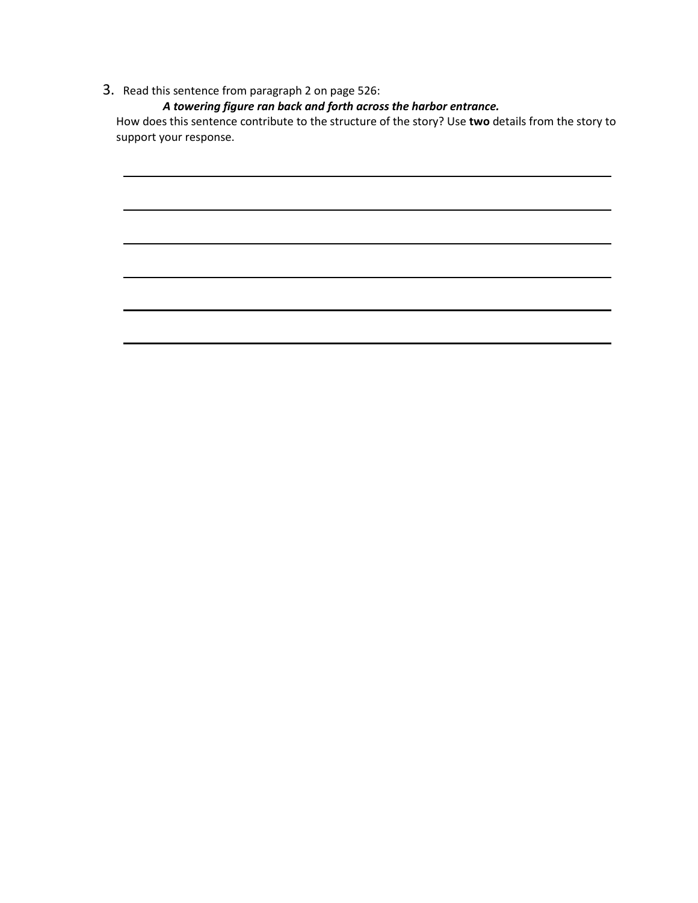3. Read this sentence from paragraph 2 on page 526:

   ***A towering figure ran back and forth across the harbor entrance.***

   How does this sentence contribute to the structure of the story? Use **two** details from the story to support your response.

______________________________________________________________________

______________________________________________________________________

______________________________________________________________________

______________________________________________________________________

______________________________________________________________________

______________________________________________________________________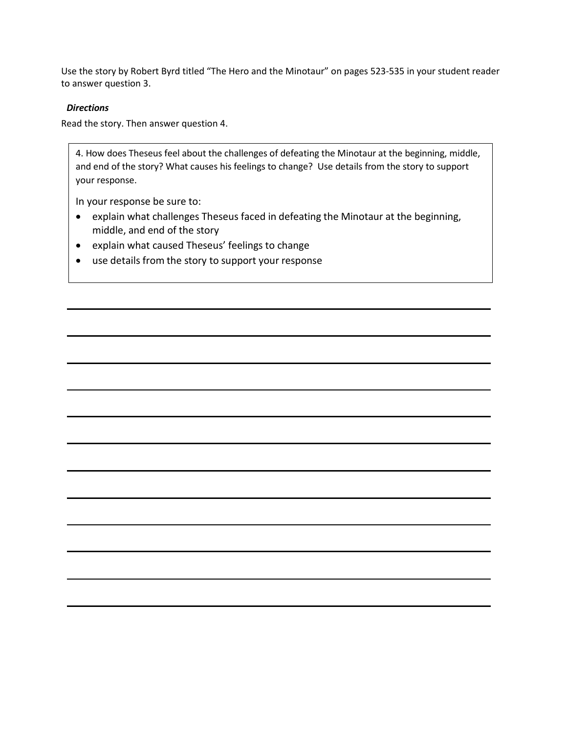Use the story by Robert Byrd titled "The Hero and the Minotaur" on pages 523-535 in your student reader to answer question 3.

***Directions***

Read the story. Then answer question 4.

> 4. How does Theseus feel about the challenges of defeating the Minotaur at the beginning, middle, and end of the story? What causes his feelings to change? Use details from the story to support your response.
>
> In your response be sure to:
>
> - explain what challenges Theseus faced in defeating the Minotaur at the beginning, middle, and end of the story
> - explain what caused Theseus' feelings to change
> - use details from the story to support your response

_______________________________________________

_______________________________________________

_______________________________________________

_______________________________________________

_______________________________________________

_______________________________________________

_______________________________________________

_______________________________________________

_______________________________________________

_______________________________________________

_______________________________________________

_______________________________________________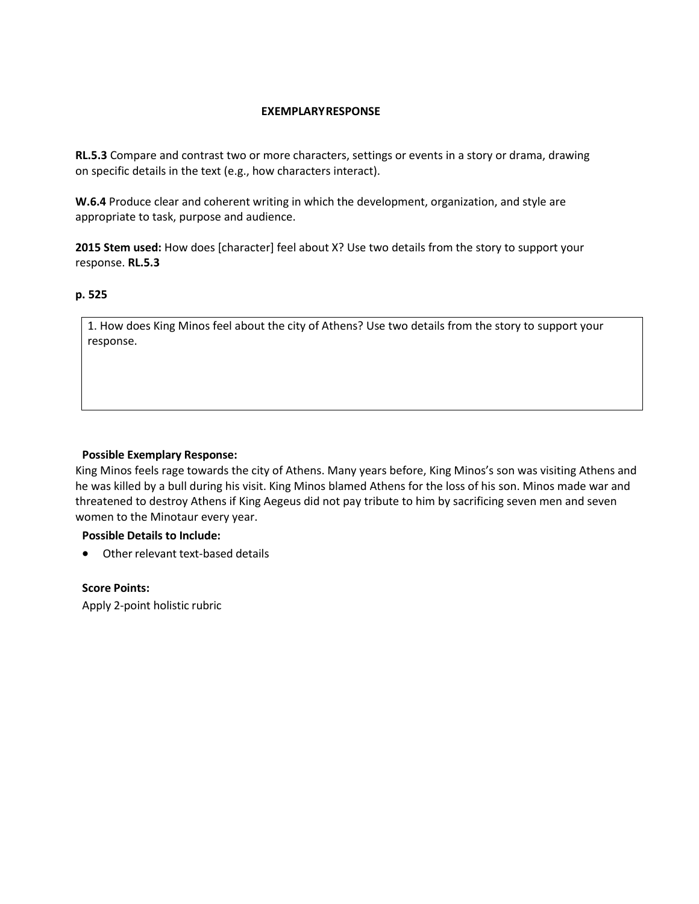## EXEMPLARY RESPONSE

**RL.5.3** Compare and contrast two or more characters, settings or events in a story or drama, drawing on specific details in the text (e.g., how characters interact).

**W.6.4** Produce clear and coherent writing in which the development, organization, and style are appropriate to task, purpose and audience.

**2015 Stem used:** How does [character] feel about X? Use two details from the story to support your response. **RL.5.3**

**p. 525**

| 1. How does King Minos feel about the city of Athens? Use two details from the story to support your response. |
| --- |

**Possible Exemplary Response:**

King Minos feels rage towards the city of Athens. Many years before, King Minos's son was visiting Athens and he was killed by a bull during his visit. King Minos blamed Athens for the loss of his son. Minos made war and threatened to destroy Athens if King Aegeus did not pay tribute to him by sacrificing seven men and seven women to the Minotaur every year.

**Possible Details to Include:**

- Other relevant text-based details

**Score Points:**

Apply 2-point holistic rubric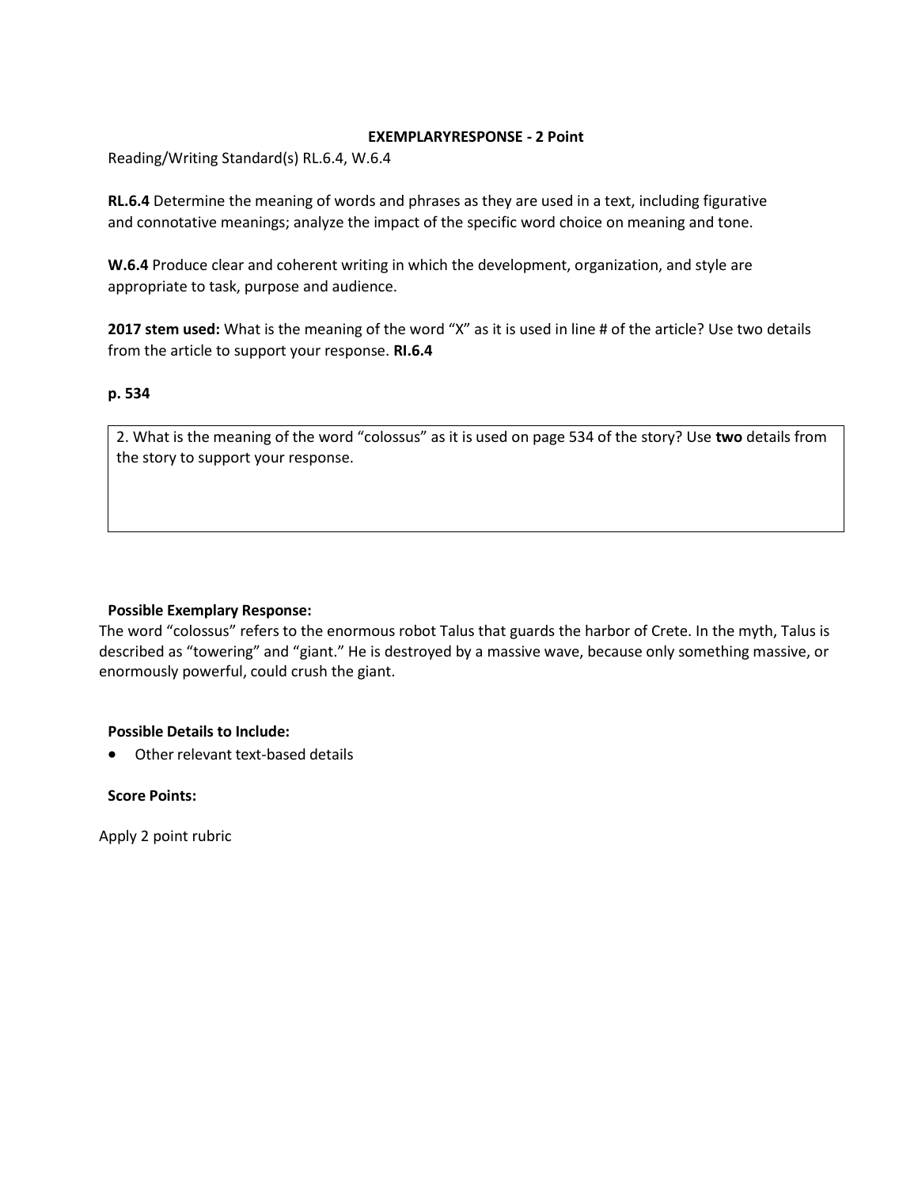**EXEMPLARYRESPONSE - 2 Point**

Reading/Writing Standard(s) RL.6.4, W.6.4

**RL.6.4** Determine the meaning of words and phrases as they are used in a text, including figurative and connotative meanings; analyze the impact of the specific word choice on meaning and tone.

**W.6.4** Produce clear and coherent writing in which the development, organization, and style are appropriate to task, purpose and audience.

**2017 stem used:** What is the meaning of the word "X" as it is used in line # of the article? Use two details from the article to support your response. **RI.6.4**

**p. 534**

| 2. What is the meaning of the word "colossus" as it is used on page 534 of the story? Use **two** details from the story to support your response. |
|---|

**Possible Exemplary Response:**

The word "colossus" refers to the enormous robot Talus that guards the harbor of Crete. In the myth, Talus is described as "towering" and "giant." He is destroyed by a massive wave, because only something massive, or enormously powerful, could crush the giant.

**Possible Details to Include:**

- Other relevant text-based details

**Score Points:**

Apply 2 point rubric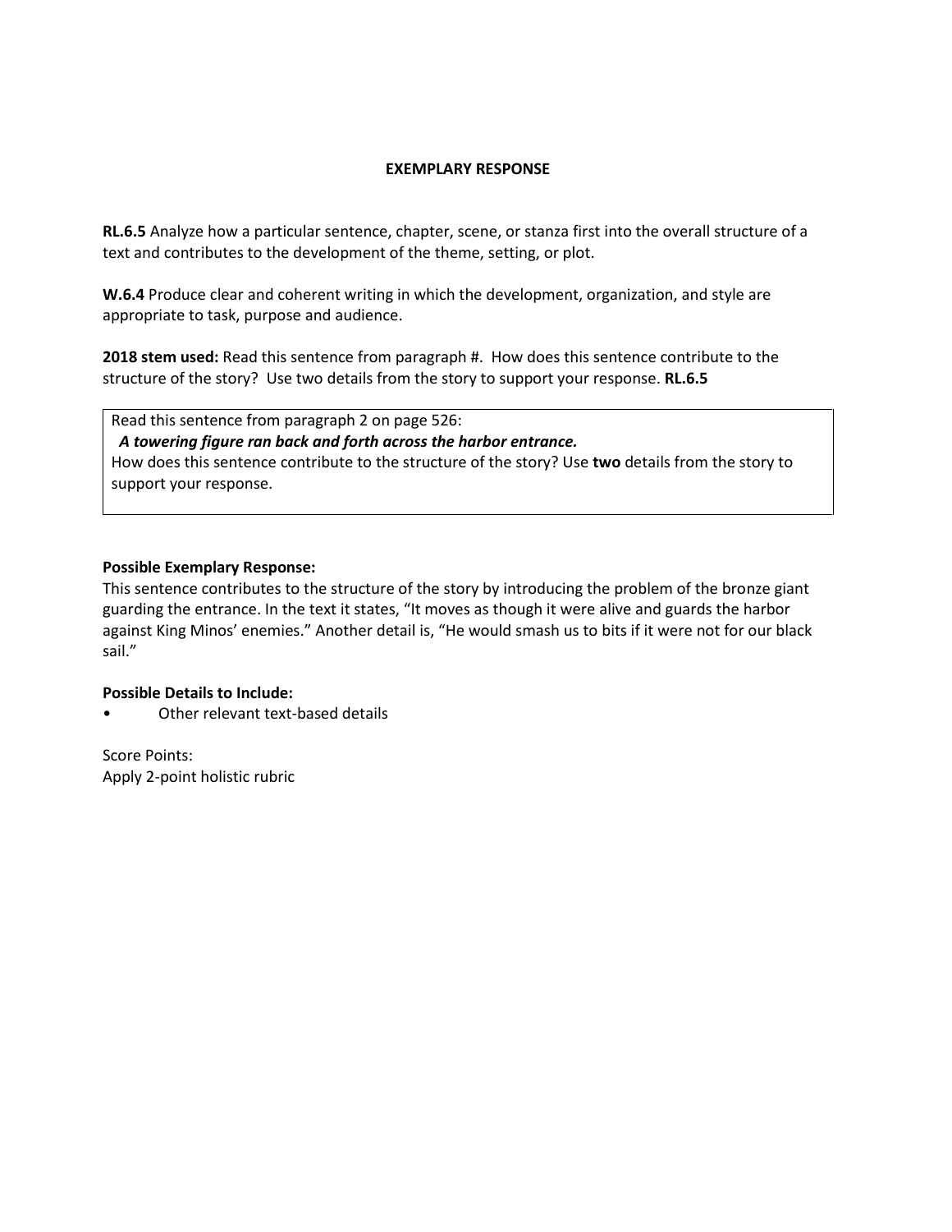**EXEMPLARY RESPONSE**

**RL.6.5** Analyze how a particular sentence, chapter, scene, or stanza first into the overall structure of a text and contributes to the development of the theme, setting, or plot.

**W.6.4** Produce clear and coherent writing in which the development, organization, and style are appropriate to task, purpose and audience.

**2018 stem used:** Read this sentence from paragraph #. How does this sentence contribute to the structure of the story? Use two details from the story to support your response. **RL.6.5**

| Read this sentence from paragraph 2 on page 526:<br>***A towering figure ran back and forth across the harbor entrance.***<br>How does this sentence contribute to the structure of the story? Use **two** details from the story to support your response. |
|---|

**Possible Exemplary Response:**
This sentence contributes to the structure of the story by introducing the problem of the bronze giant guarding the entrance. In the text it states, "It moves as though it were alive and guards the harbor against King Minos' enemies." Another detail is, "He would smash us to bits if it were not for our black sail."

**Possible Details to Include:**
- Other relevant text-based details

Score Points:
Apply 2-point holistic rubric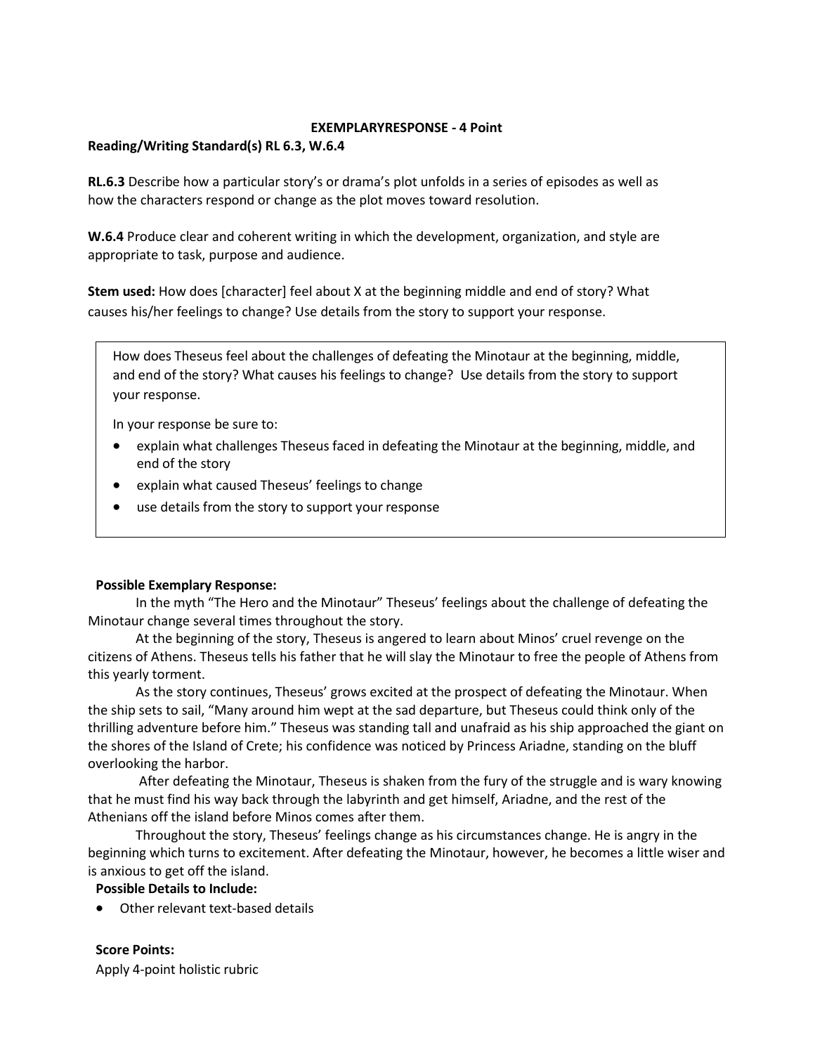**EXEMPLARYRESPONSE - 4 Point**

**Reading/Writing Standard(s) RL 6.3, W.6.4**

**RL.6.3** Describe how a particular story's or drama's plot unfolds in a series of episodes as well as how the characters respond or change as the plot moves toward resolution.

**W.6.4** Produce clear and coherent writing in which the development, organization, and style are appropriate to task, purpose and audience.

**Stem used:** How does [character] feel about X at the beginning middle and end of story? What causes his/her feelings to change? Use details from the story to support your response.

> How does Theseus feel about the challenges of defeating the Minotaur at the beginning, middle, and end of the story? What causes his feelings to change? Use details from the story to support your response.
>
> In your response be sure to:
>
> - explain what challenges Theseus faced in defeating the Minotaur at the beginning, middle, and end of the story
> - explain what caused Theseus' feelings to change
> - use details from the story to support your response

**Possible Exemplary Response:**

In the myth "The Hero and the Minotaur" Theseus' feelings about the challenge of defeating the Minotaur change several times throughout the story.

At the beginning of the story, Theseus is angered to learn about Minos' cruel revenge on the citizens of Athens. Theseus tells his father that he will slay the Minotaur to free the people of Athens from this yearly torment.

As the story continues, Theseus' grows excited at the prospect of defeating the Minotaur. When the ship sets to sail, "Many around him wept at the sad departure, but Theseus could think only of the thrilling adventure before him." Theseus was standing tall and unafraid as his ship approached the giant on the shores of the Island of Crete; his confidence was noticed by Princess Ariadne, standing on the bluff overlooking the harbor.

After defeating the Minotaur, Theseus is shaken from the fury of the struggle and is wary knowing that he must find his way back through the labyrinth and get himself, Ariadne, and the rest of the Athenians off the island before Minos comes after them.

Throughout the story, Theseus' feelings change as his circumstances change. He is angry in the beginning which turns to excitement. After defeating the Minotaur, however, he becomes a little wiser and is anxious to get off the island.

**Possible Details to Include:**

- Other relevant text-based details

**Score Points:**

Apply 4-point holistic rubric